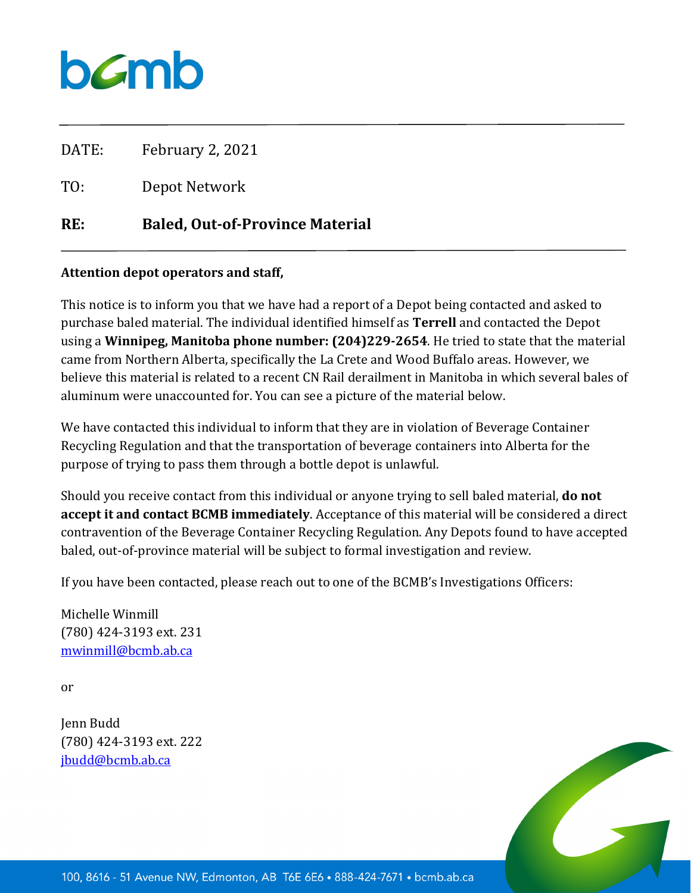DATE: February 2, 2021

TO: Depot Network

**RE: Baled, Out-of-Province Material**

**Attention depot operators and staff,**

This notice is to inform you that we have had a report of a Depot being contacted and asked to purchase baled material. The individual identified himself as **Terrell** and contacted the Depot using a **Winnipeg, Manitoba phone number: (204)229-2654**. He tried to state that the material came from Northern Alberta, specifically the La Crete and Wood Buffalo areas. However, we believe this material is related to a recent CN Rail derailment in Manitoba in which several bales of aluminum were unaccounted for. You can see a picture of the material below.

We have contacted this individual to inform that they are in violation of Beverage Container Recycling Regulation and that the transportation of beverage containers into Alberta for the purpose of trying to pass them through a bottle depot is unlawful.

Should you receive contact from this individual or anyone trying to sell baled material, **do not accept it and contact BCMB immediately**. Acceptance of this material will be considered a direct contravention of the Beverage Container Recycling Regulation. Any Depots found to have accepted baled, out-of-province material will be subject to formal investigation and review.

If you have been contacted, please reach out to one of the BCMB's Investigations Officers:

Michelle Winmill
(780) 424-3193 ext. 231
mwinmill@bcmb.ab.ca

or

Jenn Budd
(780) 424-3193 ext. 222
jbudd@bcmb.ab.ca